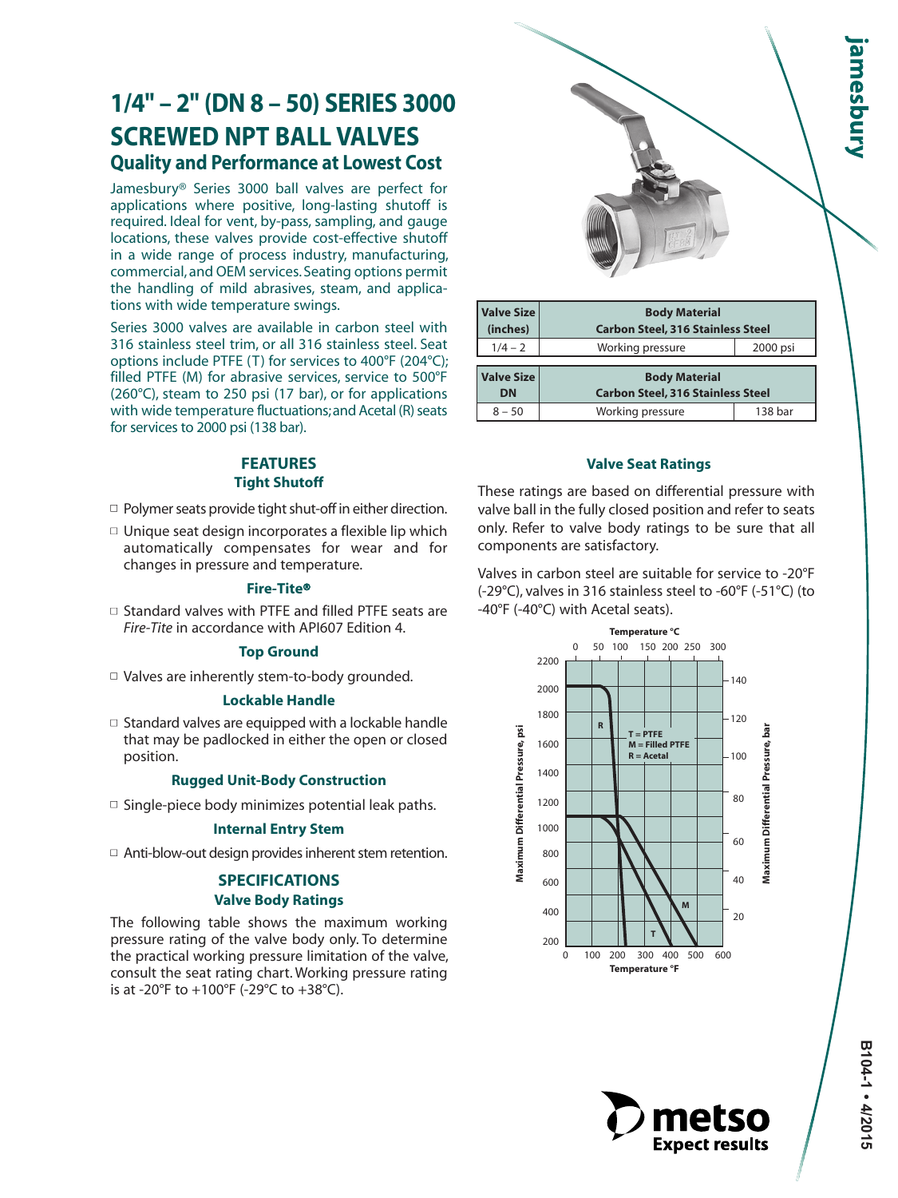# 1/4" – 2" (DN 8 – 50) SERIES 3000 SCREWED NPT BALL VALVES

## Quality and Performance at Lowest Cost

Jamesbury® Series 3000 ball valves are perfect for applications where positive, long-lasting shutoff is required. Ideal for vent, by-pass, sampling, and gauge locations, these valves provide cost-effective shutoff in a wide range of process industry, manufacturing, commercial, and OEM services. Seating options permit the handling of mild abrasives, steam, and applications with wide temperature swings.

Series 3000 valves are available in carbon steel with 316 stainless steel trim, or all 316 stainless steel. Seat options include PTFE (T) for services to 400°F (204°C); filled PTFE (M) for abrasive services, service to 500°F (260°C), steam to 250 psi (17 bar), or for applications with wide temperature fluctuations; and Acetal (R) seats for services to 2000 psi (138 bar).

## FEATURES

### Tight Shutoff

- Polymer seats provide tight shut-off in either direction.
- Unique seat design incorporates a flexible lip which automatically compensates for wear and for changes in pressure and temperature.

### Fire-Tite®

- Standard valves with PTFE and filled PTFE seats are *Fire-Tite* in accordance with API607 Edition 4.

### Top Ground

- Valves are inherently stem-to-body grounded.

### Lockable Handle

- Standard valves are equipped with a lockable handle that may be padlocked in either the open or closed position.

### Rugged Unit-Body Construction

- Single-piece body minimizes potential leak paths.

### Internal Entry Stem

- Anti-blow-out design provides inherent stem retention.

## SPECIFICATIONS

### Valve Body Ratings

The following table shows the maximum working pressure rating of the valve body only. To determine the practical working pressure limitation of the valve, consult the seat rating chart. Working pressure rating is at -20°F to +100°F (-29°C to +38°C).

| Valve Size (inches) | Body Material Carbon Steel, 316 Stainless Steel | |
|---|---|---|
| 1/4 – 2 | Working pressure | 2000 psi |

| Valve Size DN | Body Material Carbon Steel, 316 Stainless Steel | |
|---|---|---|
| 8 – 50 | Working pressure | 138 bar |

### Valve Seat Ratings

These ratings are based on differential pressure with valve ball in the fully closed position and refer to seats only. Refer to valve body ratings to be sure that all components are satisfactory.

Valves in carbon steel are suitable for service to -20°F (-29°C), valves in 316 stainless steel to -60°F (-51°C) (to -40°F (-40°C) with Acetal seats).

Chart: Maximum Differential Pressure, psi / bar vs. Temperature °F / °C — T = PTFE, M = Filled PTFE, R = Acetal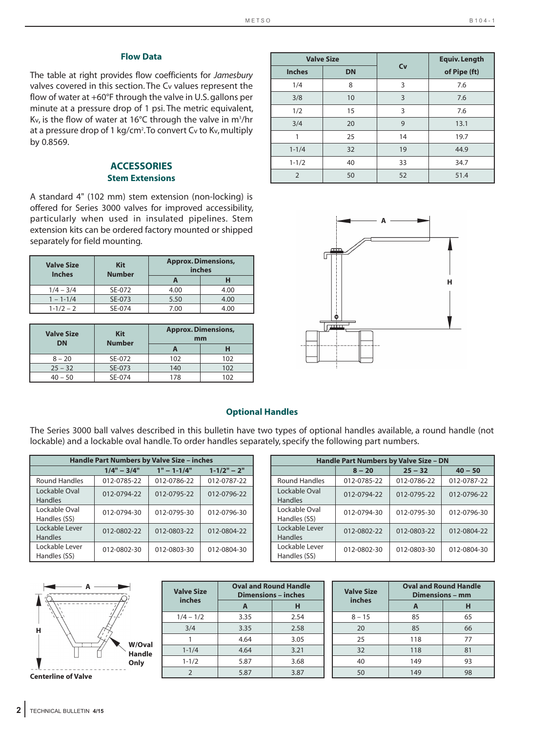## Flow Data

The table at right provides flow coefficients for *Jamesbury* valves covered in this section. The $C_v$ values represent the flow of water at +60°F through the valve in U.S. gallons per minute at a pressure drop of 1 psi. The metric equivalent, $K_v$, is the flow of water at 16°C through the valve in $m^3$/hr at a pressure drop of 1 kg/$cm^2$. To convert $C_v$ to $K_v$, multiply by 0.8569.

| Valve Size | | Cv | Equiv. Length |
|---|---|---|---|
| Inches | DN | | of Pipe (ft) |
| 1/4 | 8 | 3 | 7.6 |
| 3/8 | 10 | 3 | 7.6 |
| 1/2 | 15 | 3 | 7.6 |
| 3/4 | 20 | 9 | 13.1 |
| 1 | 25 | 14 | 19.7 |
| 1-1/4 | 32 | 19 | 44.9 |
| 1-1/2 | 40 | 33 | 34.7 |
| 2 | 50 | 52 | 51.4 |

## ACCESSORIES

### Stem Extensions

A standard 4" (102 mm) stem extension (non-locking) is offered for Series 3000 valves for improved accessibility, particularly when used in insulated pipelines. Stem extension kits can be ordered factory mounted or shipped separately for field mounting.

| Valve Size Inches | Kit Number | Approx. Dimensions, inches | |
|---|---|---|---|
| | | A | H |
| 1/4 – 3/4 | SE-072 | 4.00 | 4.00 |
| 1 – 1-1/4 | SE-073 | 5.50 | 4.00 |
| 1-1/2 – 2 | SE-074 | 7.00 | 4.00 |

| Valve Size DN | Kit Number | Approx. Dimensions, mm | |
|---|---|---|---|
| | | A | H |
| 8 – 20 | SE-072 | 102 | 102 |
| 25 – 32 | SE-073 | 140 | 102 |
| 40 – 50 | SE-074 | 178 | 102 |

### Optional Handles

The Series 3000 ball valves described in this bulletin have two types of optional handles available, a round handle (not lockable) and a lockable oval handle. To order handles separately, specify the following part numbers.

| Handle Part Numbers by Valve Size – inches | 1/4" – 3/4" | 1" – 1-1/4" | 1-1/2" – 2" |
|---|---|---|---|
| Round Handles | 012-0785-22 | 012-0786-22 | 012-0787-22 |
| Lockable Oval Handles | 012-0794-22 | 012-0795-22 | 012-0796-22 |
| Lockable Oval Handles (SS) | 012-0794-30 | 012-0795-30 | 012-0796-30 |
| Lockable Lever Handles | 012-0802-22 | 012-0803-22 | 012-0804-22 |
| Lockable Lever Handles (SS) | 012-0802-30 | 012-0803-30 | 012-0804-30 |

| Handle Part Numbers by Valve Size – DN | 8 – 20 | 25 – 32 | 40 – 50 |
|---|---|---|---|
| Round Handles | 012-0785-22 | 012-0786-22 | 012-0787-22 |
| Lockable Oval Handles | 012-0794-22 | 012-0795-22 | 012-0796-22 |
| Lockable Oval Handles (SS) | 012-0794-30 | 012-0795-30 | 012-0796-30 |
| Lockable Lever Handles | 012-0802-22 | 012-0803-22 | 012-0804-22 |
| Lockable Lever Handles (SS) | 012-0802-30 | 012-0803-30 | 012-0804-30 |

W/Oval Handle Only

Centerline of Valve

| Valve Size inches | Oval and Round Handle Dimensions – inches | |
|---|---|---|
| | A | H |
| 1/4 – 1/2 | 3.35 | 2.54 |
| 3/4 | 3.35 | 2.58 |
| 1 | 4.64 | 3.05 |
| 1-1/4 | 4.64 | 3.21 |
| 1-1/2 | 5.87 | 3.68 |
| 2 | 5.87 | 3.87 |

| Valve Size inches | Oval and Round Handle Dimensions – mm | |
|---|---|---|
| | A | H |
| 8 – 15 | 85 | 65 |
| 20 | 85 | 66 |
| 25 | 118 | 77 |
| 32 | 118 | 81 |
| 40 | 149 | 93 |
| 50 | 149 | 98 |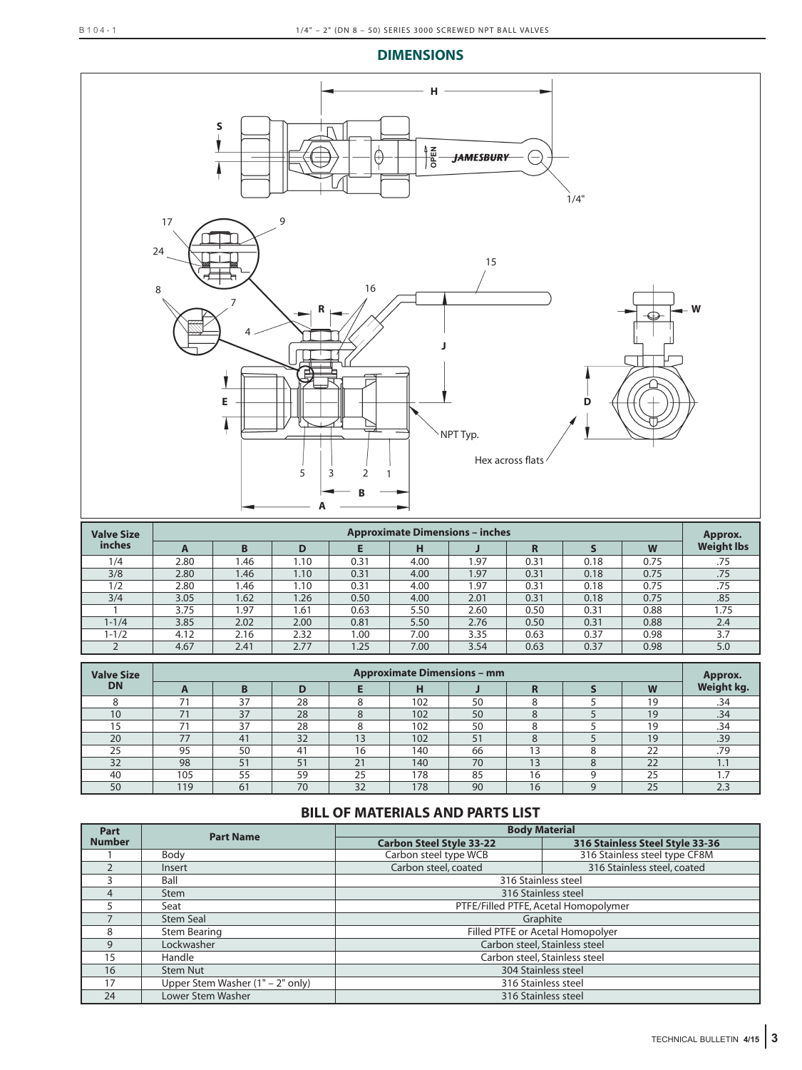## DIMENSIONS

| Valve Size inches | Approximate Dimensions – inches | | | | | | | | | Approx. Weight lbs |
|---|---|---|---|---|---|---|---|---|---|---|
| | A | B | D | E | H | J | R | S | W | |
| 1/4 | 2.80 | 1.46 | 1.10 | 0.31 | 4.00 | 1.97 | 0.31 | 0.18 | 0.75 | .75 |
| 3/8 | 2.80 | 1.46 | 1.10 | 0.31 | 4.00 | 1.97 | 0.31 | 0.18 | 0.75 | .75 |
| 1/2 | 2.80 | 1.46 | 1.10 | 0.31 | 4.00 | 1.97 | 0.31 | 0.18 | 0.75 | .75 |
| 3/4 | 3.05 | 1.62 | 1.26 | 0.50 | 4.00 | 2.01 | 0.31 | 0.18 | 0.75 | .85 |
| 1 | 3.75 | 1.97 | 1.61 | 0.63 | 5.50 | 2.60 | 0.50 | 0.31 | 0.88 | 1.75 |
| 1-1/4 | 3.85 | 2.02 | 2.00 | 0.81 | 5.50 | 2.76 | 0.50 | 0.31 | 0.88 | 2.4 |
| 1-1/2 | 4.12 | 2.16 | 2.32 | 1.00 | 7.00 | 3.35 | 0.63 | 0.37 | 0.98 | 3.7 |
| 2 | 4.67 | 2.41 | 2.77 | 1.25 | 7.00 | 3.54 | 0.63 | 0.37 | 0.98 | 5.0 |

| Valve Size DN | Approximate Dimensions – mm | | | | | | | | | Approx. Weight kg. |
|---|---|---|---|---|---|---|---|---|---|---|
| | A | B | D | E | H | J | R | S | W | |
| 8 | 71 | 37 | 28 | 8 | 102 | 50 | 8 | 5 | 19 | .34 |
| 10 | 71 | 37 | 28 | 8 | 102 | 50 | 8 | 5 | 19 | .34 |
| 15 | 71 | 37 | 28 | 8 | 102 | 50 | 8 | 5 | 19 | .34 |
| 20 | 77 | 41 | 32 | 13 | 102 | 51 | 8 | 5 | 19 | .39 |
| 25 | 95 | 50 | 41 | 16 | 140 | 66 | 13 | 8 | 22 | .79 |
| 32 | 98 | 51 | 51 | 21 | 140 | 70 | 13 | 8 | 22 | 1.1 |
| 40 | 105 | 55 | 59 | 25 | 178 | 85 | 16 | 9 | 25 | 1.7 |
| 50 | 119 | 61 | 70 | 32 | 178 | 90 | 16 | 9 | 25 | 2.3 |

## BILL OF MATERIALS AND PARTS LIST

| Part Number | Part Name | Body Material | |
|---|---|---|---|
| | | Carbon Steel Style 33-22 | 316 Stainless Steel Style 33-36 |
| 1 | Body | Carbon steel type WCB | 316 Stainless steel type CF8M |
| 2 | Insert | Carbon steel, coated | 316 Stainless steel, coated |
| 3 | Ball | 316 Stainless steel | |
| 4 | Stem | 316 Stainless steel | |
| 5 | Seat | PTFE/Filled PTFE, Acetal Homopolymer | |
| 7 | Stem Seal | Graphite | |
| 8 | Stem Bearing | Filled PTFE or Acetal Homopolyer | |
| 9 | Lockwasher | Carbon steel, Stainless steel | |
| 15 | Handle | Carbon steel, Stainless steel | |
| 16 | Stem Nut | 304 Stainless steel | |
| 17 | Upper Stem Washer (1" – 2" only) | 316 Stainless steel | |
| 24 | Lower Stem Washer | 316 Stainless steel | |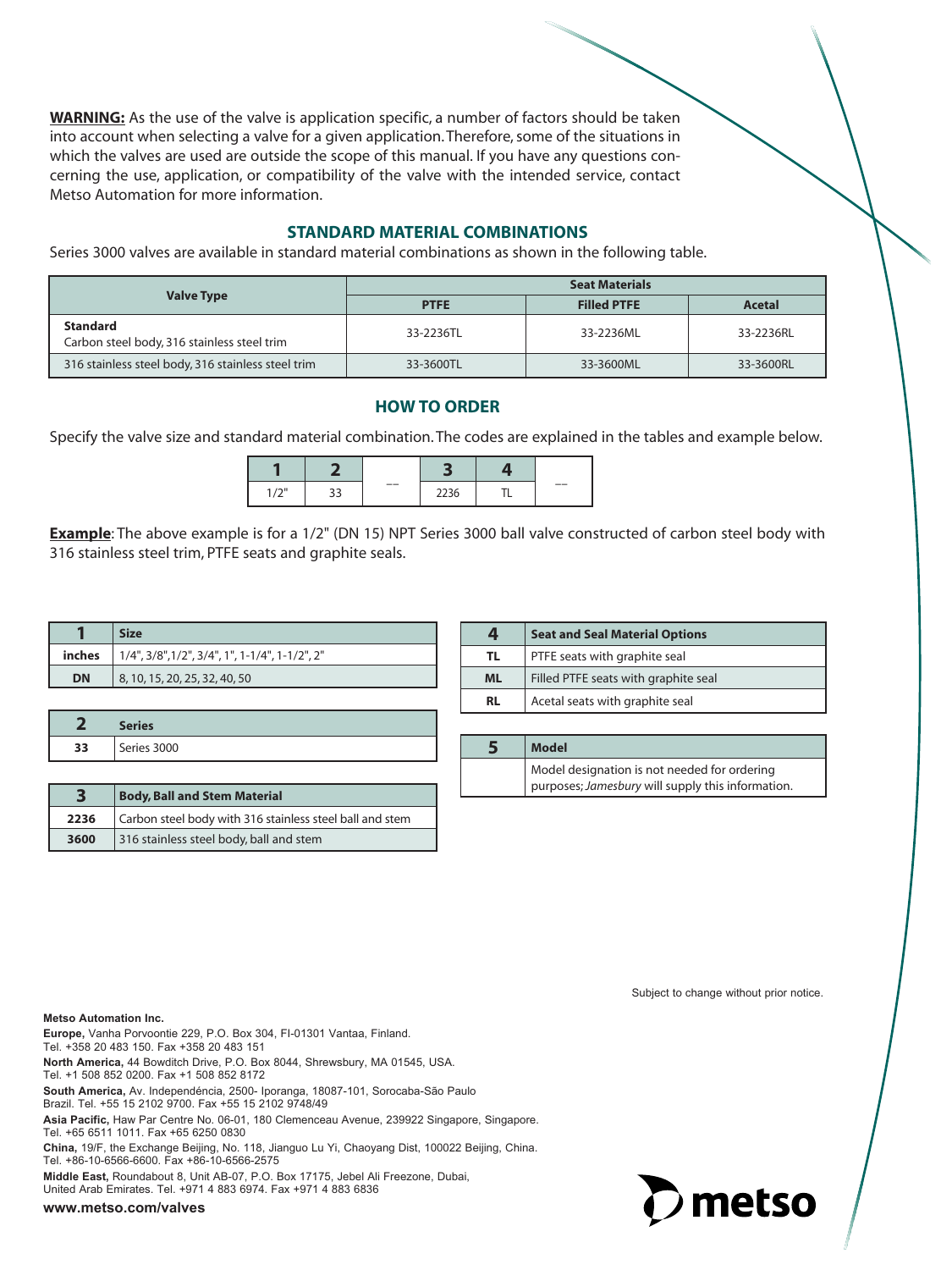**WARNING:** As the use of the valve is application specific, a number of factors should be taken into account when selecting a valve for a given application. Therefore, some of the situations in which the valves are used are outside the scope of this manual. If you have any questions concerning the use, application, or compatibility of the valve with the intended service, contact Metso Automation for more information.

## STANDARD MATERIAL COMBINATIONS

Series 3000 valves are available in standard material combinations as shown in the following table.

| Valve Type | Seat Materials | | |
|---|---|---|---|
| | PTFE | Filled PTFE | Acetal |
| **Standard** Carbon steel body, 316 stainless steel trim | 33-2236TL | 33-2236ML | 33-2236RL |
| 316 stainless steel body, 316 stainless steel trim | 33-3600TL | 33-3600ML | 33-3600RL |

## HOW TO ORDER

Specify the valve size and standard material combination. The codes are explained in the tables and example below.

| 1 | 2 | | 3 | 4 | |
|---|---|---|---|---|---|
| 1/2" | 33 | -- | 2236 | TL | -- |

**Example**: The above example is for a 1/2" (DN 15) NPT Series 3000 ball valve constructed of carbon steel body with 316 stainless steel trim, PTFE seats and graphite seals.

| 1 | Size |
|---|---|
| inches | 1/4", 3/8",1/2", 3/4", 1", 1-1/4", 1-1/2", 2" |
| DN | 8, 10, 15, 20, 25, 32, 40, 50 |

| 2 | Series |
|---|---|
| 33 | Series 3000 |

| 3 | Body, Ball and Stem Material |
|---|---|
| 2236 | Carbon steel body with 316 stainless steel ball and stem |
| 3600 | 316 stainless steel body, ball and stem |

| 4 | Seat and Seal Material Options |
|---|---|
| TL | PTFE seats with graphite seal |
| ML | Filled PTFE seats with graphite seal |
| RL | Acetal seats with graphite seal |

| 5 | Model |
|---|---|
| | Model designation is not needed for ordering purposes; *Jamesbury* will supply this information. |

Subject to change without prior notice.

**Metso Automation Inc.**

**Europe,** Vanha Porvoontie 229, P.O. Box 304, FI-01301 Vantaa, Finland. Tel. +358 20 483 150. Fax +358 20 483 151

**North America,** 44 Bowditch Drive, P.O. Box 8044, Shrewsbury, MA 01545, USA. Tel. +1 508 852 0200. Fax +1 508 852 8172

**South America,** Av. Independência, 2500- Iporanga, 18087-101, Sorocaba-São Paulo Brazil. Tel. +55 15 2102 9700. Fax +55 15 2102 9748/49

**Asia Pacific,** Haw Par Centre No. 06-01, 180 Clemenceau Avenue, 239922 Singapore, Singapore. Tel. +65 6511 1011. Fax +65 6250 0830

**China,** 19/F, the Exchange Beijing, No. 118, Jianguo Lu Yi, Chaoyang Dist, 100022 Beijing, China. Tel. +86-10-6566-6600. Fax +86-10-6566-2575

**Middle East,** Roundabout 8, Unit AB-07, P.O. Box 17175, Jebel Ali Freezone, Dubai, United Arab Emirates. Tel. +971 4 883 6974. Fax +971 4 883 6836

**www.metso.com/valves**

metso